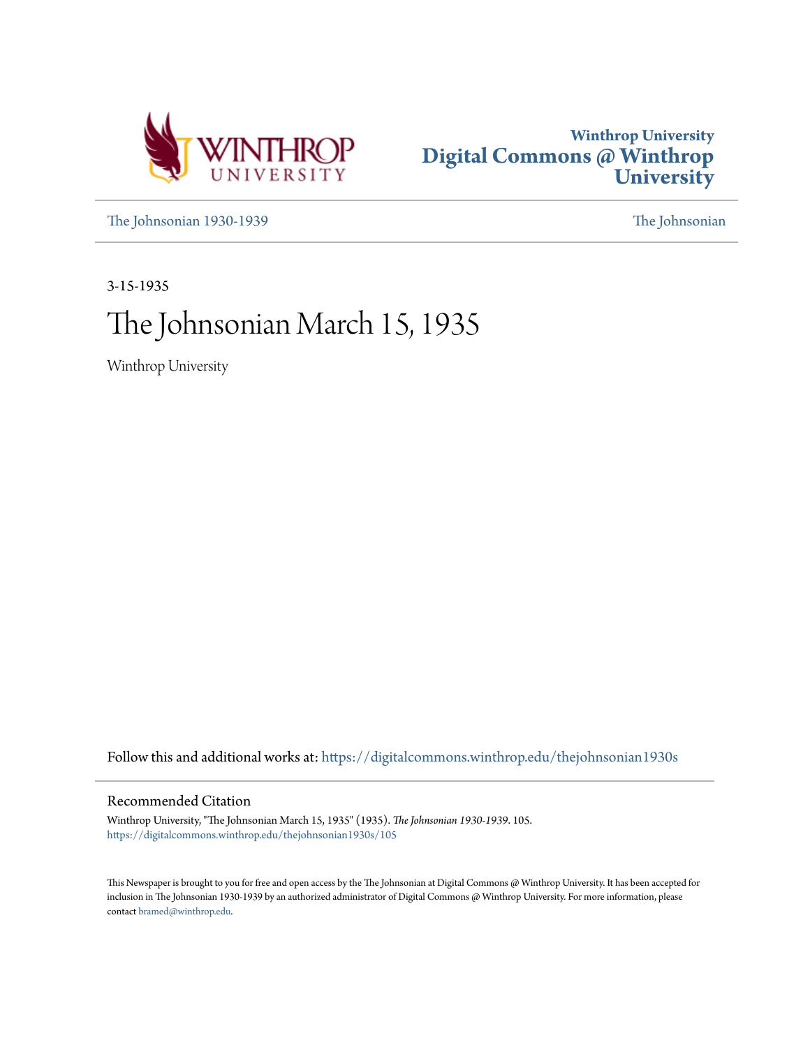Winthrop University
# Digital Commons @ Winthrop University

The Johnsonian 1930-1939 | The Johnsonian

3-15-1935

# The Johnsonian March 15, 1935

Winthrop University

Follow this and additional works at: https://digitalcommons.winthrop.edu/thejohnsonian1930s

## Recommended Citation

Winthrop University, "The Johnsonian March 15, 1935" (1935). *The Johnsonian 1930-1939*. 105.
https://digitalcommons.winthrop.edu/thejohnsonian1930s/105

This Newspaper is brought to you for free and open access by the The Johnsonian at Digital Commons @ Winthrop University. It has been accepted for inclusion in The Johnsonian 1930-1939 by an authorized administrator of Digital Commons @ Winthrop University. For more information, please contact bramed@winthrop.edu.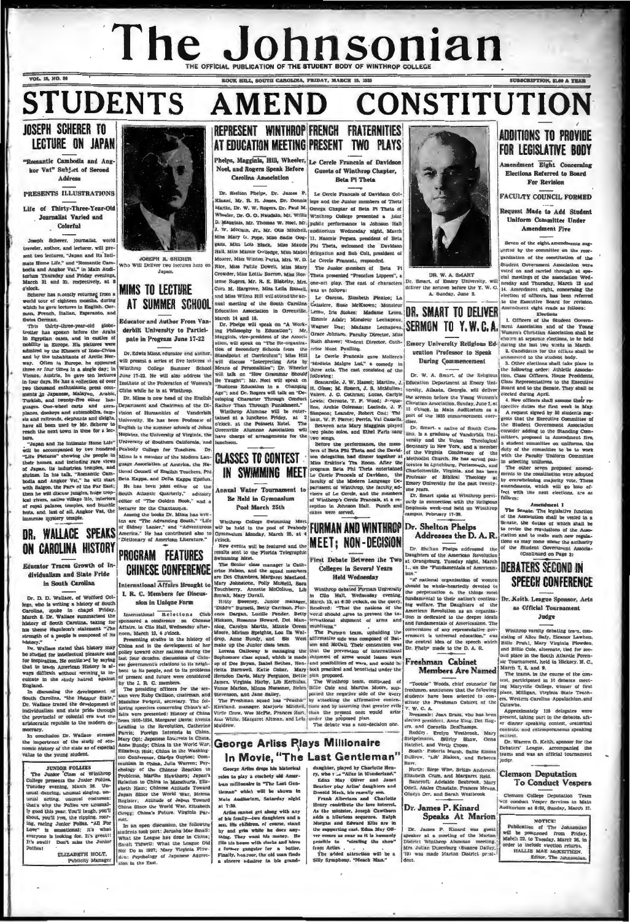# The Johnsonian

THE OFFICIAL PUBLICATION OF THE STUDENT BODY OF WINTHROP COLLEGE

VOL. 12, NO. 20 — ROCK HILL, SOUTH CAROLINA, FRIDAY, MARCH 15, 1935 — SUBSCRIPTION, $1.00 A YEAR

# STUDENTS AMEND CONSTITUTION

## JOSEPH SCHERER TO LECTURE ON JAPAN

### "Romantic Cambodia and Angkor Vat" Subject of Second Address

**PRESENTS ILLUSTRATIONS**

**Life of Thirty-Three-Year-Old Journalist Varied and Colorful**

Joseph Scherer, journalist, world traveler, author, and lecturer, will present two lectures, "Japan and Its Intimate Home Life," and "Romantic Cambodia and Angkor Vat," in Main Auditorium Thursday and Friday evenings, March 21 and 22, respectively, at 8 o'clock.

Scherer has recently returned from a world tour of eighteen months, during which he gave lectures in English, German, French, Italian, Esperanto, and Swiss German.

This thirty-three-year-old globe-trotter has spoken before the Arabs in Egyptian oases, and in castles of nobility in Europe. His pictures were admired by the Khmers of Indo-China and by the inhabitants of Arctic Norway. Often in Europe, he appeared three or four times in a single day; in Vienna, Austria, he gave ten lectures in four days. He has a collection of over two thousand enthusiastic press comments in Japanese, Malayan, Arabic, Turkish, and twenty-five other languages. One-wheel carts and aeroplanes, donkeys and automobiles, camels and railroads, elephants and sleighs, have all been used by Mr. Scherer to reach the next town in time for a lecture.

"Japan and Its Intimate Home Life" will be accompanied by two hundred "Life Pictures" showing the people in their homes, and including rare views of Japan, its industries, temples, and shrines. In his talk, "Romantic Cambodia and Angkor Vat," he will start with Saigon, the Paris of the Far East; then he will discuss jungles, huge tropical rivers, native village life, interiors of royal palaces, temples, and humble huts, and, last of all, Angkor Vat, the immense mystery temple.

JOSEPH R. SHERER
Who Will Deliver two lectures here on Japan.

## MIMS TO LECTURE AT SUMMER SCHOOL

**Educator and Author From Vanderbilt University to Participate in Program June 17-22**

Dr. Edwin Mims, educator and author, will present a series of five lectures at Winthrop College Summer School June 17-22. He will also address the Institute of the Federation of Women's Clubs while he is at Winthrop.

Dr. Mims is now head of the English Department and Chairman of the Division of Humanities of Vanderbilt University. He has been Professor of English in the summer schools of Johns Hopkins, the University of Virginia, the University of Southern California, and Peabody College for Teachers. Dr. Mims is a member of the Modern Language Association of America, the National Council of English Teachers, Phi Beta Kappa, and Delta Kappa Epsilon.

He has been joint editor of the South Atlantic Quarterly, advisory editor of "The Golden Book," and a lecturer for the Chautauqua.

Among the books Dr. Mims has written are "The Advancing South," "Life of Sidney Lanier," and "Adventurous America." He has contributed also to "Dictionary of American Literature."

## DR. WALLACE SPEAKS ON CAROLINA HISTORY

**Educator Traces Growth of Individualism and State Pride in South Carolina**

Dr. D. D. Wallace, of Wofford College, who is writing a history of South Carolina, spoke in chapel Friday, March 8. Dr. Wallace summarized the history of South Carolina, taking for his theme Napoleon's statement "The strength of a people is composed of its history."

Dr. Wallace stated that history may be studied for intellectual pleasure and for inspiration. He concluded by saying that to teach American History is always difficult without seeming to inculcate in the study hatred against England.

In discussing the development of South Carolina, "the Hotspur State," Dr. Wallace traced the development of individualism and state pride through the provincial or colonial era and the aristocratic republic to the modern democracy.

In conclusion Dr. Wallace stressed the importance of the study of economic history of the state as of especial value to the young student.

### JUNIOR FOLLIES

The Junior Class of Winthrop College presents the Junior Follies, Tuesday evening, March 26. Unusual dancing, unusual singing, unusual acting, unusual costumes; that's why the Follies are unusually good this year. You'll laugh, you'll shout, you'll yes, the ripping, roaring, racing Junior Follies. "All For Love" is sensational; it's what everyone is looking for. It's great!! It's swell! Don't miss the Junior Follies!

ELIZABETH HOLT,
Publicity Manager

## REPRESENT WINTHROP AT EDUCATION MEETING

**Phelps, Magginis, Hill, Wheeler, Noel, and Rogers Speak Before Carolina Association**

Dr. Shelton Phelps, Dr. James P. Kinard, Mr. R. H. Jones, Dr. Donnis Martin, Dr. W. W. Rogers, Dr. Paul M. Wheeler, Dr. G. G. Naudain, Mr. Willis D. Magginis, Mr. Thomas W. Noel, Mr. J. W. Mocnan, Jr., Mr. Otis Mitchell, Miss Mary C. Pope, Miss Sadie Goggans, Miss Lois Black, Miss Maude Hall, Miss Mamie Gulledge, Miss Mabel Mosier, Miss Winton Parks, Mrs. W. D. Rice, Miss Pattie Dowell, Miss Mary Crowder, Miss Lottie Barron, Miss Hortense Rogers, Mr. R. E. Blakeley, Mrs. Cora M. Hargrove, Miss Leila Russell, and Miss Wilma Hill will attend the annual meeting of the South Carolina Education Association in Greenville, March 14 and 15.

Dr. Phelps will speak on "A Working Philosophy in Education"; Mr. Magginis, vice-president of the Association, will speak on "The Re-organization of Secondary Schools from the Standpoint of Curriculum"; Miss Hill will discuss "Interpreting Arts by Means of Personalities"; Dr. Wheeler will talk on "How Grammar Should Be Taught"; Mr. Noel will speak on "Business Education in a Changing Age"; and Dr. Rogers will talk on "Developing Character Through Conduct Rather Than Through Punishment."

Winthrop Alumnae will be entertained at a luncheon Friday, at 2 o'clock, at the Poinsett Hotel. The Greenville Alumnae Association will have charge of arrangements for the luncheon.

## CLASSES TO CONTEST IN SWIMMING MEET

**Annual Water Tournament to Be Held in Gymnasium Pool March 25th**

Winthrop College Swimming Meet will be held in the pool of Peabody Gymnasium Monday, March 25, at 4 o'clock.

New events will be featured and the results sent to the Florida Telegraphic Swimming Meet.

The Senior class manager is Catherine Nelson, and the squad members are Dot Chambers, Margaret MacLeod, Mary Johnstone, Polly Mitchell, Sara Touchberry, Annette McCollum, Lib Smoak, Mary Duvall.

Betty Sweeney, Junior manager, "Diddie" Burnett, Betty Carrison, Florence Dargan, Lucille Fender, Betty Hickson, Rosanne Howard, Dot Manning, Carolyn Martin, Minnie Green Moore, Miriam Speights, Lou Ella Waldrop, Anne Bundy, and Bis West make up the Junior class team.

Lorena Galloway is managing the Sophomore class squad, which is made up of Dee Bryan, Isabel Belbes, Henrietta Bartwell, Katie Coker, Mary Herndon Davis, Mary Ferguson, Bettie James, Virginia Harby, Lib Kerhulas, Vance Marion, Minna Nuessner, Helen Stevenson, and Jane Bailey.

The Freshman squad has "Peachie" Kirkland, manager, Marjorie Mitchell, Virlie Crow, Wee McPhe, Frances Hair, Ann White, Margaret Altman, and Lela Muldrow.

## FRENCH FRATERNITIES PRESENT TWO PLAYS

**Le Cercle Francais of Davidson Guests of Winthrop Chapter, Beta Pi Theta**

Le Cercle Francais of Davidson College and the Junior members of Theta Omega Chapter of Beta Pi Theta of Winthrop College presented a joint public performance in Johnson Hall auditorium Wednesday night, March 11. Naomie Pegues, president of Beta Phi Theta, welcomed the Davidson delegation and Bob Cole, president of Le Cercle Francais, responded.

The Junior members of Beta Pi Theta presented "Franches Lippees", a one-act play. The cast of characters was as follows:

Le Garcon, Elizabeth Plexico; La Caissiere, Susie McKeown; Monsieur Lemu, Iris Stokes; Madame Lemu, Emmie Adair; Monsieur Lechapeau, Wagner Dae; Madame Lechapeau, Grace Johnson. Faculty Director, Miss Ruth Shaver; Student Director, Catherine Hunt Paulling.

Le Cercle Francais gave Moliere's "Medecin Malgre Lui," a comedy in three acts. The cast consisted of the following:

Sganarelle, J. W. Hassel; Martine, J. H. Glaze; M. Robert, J. S. McMullen; Valere, J. C. Cothran; Lucas, Carlyle Lewis; Geronte, T. F. Wood; Jacqueline, Archie Coleman; Lucinde, J. F. Simpson; Leandre, Robert Coit; Thibaut, W. P. Pierce; Perrin, Val Castelle.

Between acts Mary Maggins played two piano solos, and Ethel Faris sang two songs.

Before the performance, the members of Beta Phi Theta and the Davidson delegation had dinner together at Miss Erskine's Tea Room. After the program Beta Phi Theta entertained Le Cercle Francais of Davidson, the faculty of the Modern Language Department of Winthrop, the faculty advisers of Le Cercle, and the members of Winthrop's Cercle Francais, at a reception in Johnson Hall. Punch and cakes were served.

## FURMAN AND WINTHROP MEET; NON-DECISION

**First Debate Between the Two Colleges in Several Years Held Wednesday**

Winthrop debated Furman University in Clio Hall, Wednesday evening, March 13, at 6:30 o'clock, on the query, Resolved: "that the nations of the world should agree to prevent the international shipment of arms and munitions."

The Furman team, upholding the affirmative side was composed of Balson and McCall. Their contention was that the prevention of international shipment of arms would lessen wars and possibilities of wars, and would be both practical and beneficial under the plan proposed.

The Winthrop team, composed of Billie Cole and Martha Moore, supported the negative side of the query by attacking the affirmative contentions and by asserting that greater evils than the present ones would arise under the proposed plan.

The debate was a non-decision one.

## PROGRAM FEATURES CHINESE CONFERENCE

**International Affairs Brought to I. R. C. Members for Discussion in Unique Form**

International Relations Club sponsored a conference on Chinese Affairs, in Clio Hall, Wednesday afternoon, March 13, 4 o'clock.

Presenting studies in the history of China and in the development of her policy toward other nations during the last four decades, discussions of Chinese government's relations to its neighbors to its people, and to the problems of present and future were considered by the I. R. C. members.

The presiding officers for the session were Ruby Callison, chairman, and Madaline Fatigett, secretary. The following speeches concerning China's affairs were presented: History of China from 1916-1934, Margaret Davis; Events Leading to the Revolution, Catherine Parris; Foreign Interests in China, Mary Opt; Japanese Interests in China, Anne Bundy; China in the World War, Elizabeth Holt; China in the Washington Conference, Gladys Guyton; Communism in China, Julia Warren; Psychology of the Chinese Reaction to Problems, Martha Hawthorn; Japan's Relation to China in Manchuria, Elizabeth Ham; Chinese Attitude Toward Japan Since the World War, Helena Register; Attitude of Japan Toward China Since the World War, Elizabeth Gregg; China's Future, Virginia Parrott.

In an open discussion, the following students took part: Jerusha Mae Small; What the League has done in China; Sarah Tidwell: What the League Did Not Do in 1927; Mary Virginia Plowden: Psychology of Japanese Aggression in the East.

## George Arliss Plays Millionaire In Movie, "The Last Gentleman"

George Arliss drops his historical roles to play a crochety old American millionaire in "The Last Gentleman" which will be shown in Main Auditorium, Saturday night at 7:30.

Arliss cannot get along with any of his family—two daughters and a son. His children, of course, stand by and grin while he does anything. They want his money. He fills his home with clocks and hires a former gangster for a butler. Finally, however, the old man finds a sincere admirer in his granddaughter, played by Charlotte Henry, who was "Alice in Wonderland."

Edna May Oliver and Janet Beecher play Arliss' daughters and Donald Meek, his rascally son.

Frank Albertson and Charlotte Henry contribute the love interest. As the minister, Joseph Cawthorn adds a hilarious sequence. Ralph Morgan and Edward Ellis are in the supporting cast. Edna May Oliver comes as near as it is humanly possible to "stealing the show" from Arliss.

The added attraction will be a Silly Symphony, "Peach Man."

DR. W. A. SMART
Dr. Smart, of Emory University, will deliver the sermon before the Y. W. C. A. Sunday, June 2.

## DR. SMART TO DELIVER SERMON TO Y.W.C.A.

**Emory University Religious Education Professor to Speak During Commencement**

Dr. W. A. Smart, of the Religious Education Department at Emory University, Atlanta, Georgia, will deliver the sermon before the Young Women's Christian Association, Sunday, June 2, at 11 o'clock, in Main Auditorium as a part of the 1935 commencement exercises.

Dr. Smart, a native of South Carolina, is a graduate of Vanderbilt University and the Union Theological Seminary in New York, and a member of the Virginia Conference of the Methodist Church. He has served pastorates in Lynchburg, Portsmouth, and Charlottesville, Virginia, and has been Professor of Biblical Theology at Emory University for the past twenty-one years.

Dr. Smart spoke at Winthrop previously in connection with the Religious Emphasis week-end held on Winthrop campus, February 17-20.

## Dr. Shelton Phelps Addresses the D. A. R.

Dr. Shelton Phelps addressed the Daughters of the American Revolution at Orangeburg, Tuesday night, March 12, on the "Fundamentals of Americanism."

"A national organization of women should be whole-heartedly devoted to the perpetuation of the things most fundamental to their nation's continuing welfare. The Daughters of the American Revolution as an organization is dedicated to the deeper ideals and fundamentals of Americanism. The cornerstone of any representative government is universal education," was the central idea of the speech which Dr. Phelps made to the D. A. R.

## Freshman Cabinet Members Are Named

"Tootsie" Woods, chief counselor for freshmen, announces that the following students have been selected to constitute the Freshman Cabinet of the Y. W. C. A.

Breazeale: Joan Braid, who has been elected president, Anne King, Dot Rodgers, and Cornelia DesChamps.

Roddey: Evelyn Westbrook, Mary Bridgeman, Shirley Shaw, Cora Hatchel, and Verlie Crowe.

South: Roberta Marsh, Sallie Emma DuBose, "Lib" Blalock, and Rebecca Barr.

North: Birge Wise, Briggs Anderson, Elizabeth Crum, and Margaret Reid.

Bancroft: Adelaide Seabrook, Mary Odell, Azalee Chastain, Frances Means, Gladys Orr, and Sarah Westbrook.

## Dr. James P. Kinard Speaks At Marion

Dr. James P. Kinard was guest speaker at a meeting of the Marion District Winthrop Alumnae meeting. Mrs. Julian Dusenburg (Suanne Dailey, '19) was made Marion District president.

## ADDITIONS TO PROVIDE FOR LEGISLATIVE BODY

**Amendment Eight Concerning Elections Referred to Board For Revision**

**FACULTY COUNCIL FORMED**

**Request Made to Add Student Uniform Committee Under Amendment Five**

Seven of the eight amendments suggested by the committee on the reorganization of the constitution of the Student Government Association were voted on and carried through at special meetings of the association Wednesday and Thursday, March 13 and 14. Amendment eight, concerning the election of officers, has been referred to the Executive Board for revision. Amendment eight reads as follows:

**Elections**

1. Officers of the Student Government Association and of the Young Women's Christian Association shall be chosen at separate elections, to be held during the last two weeks in March.

2. Candidates for the office shall be announced to the student body.

3. Other elections shall take place in the following order: Athletic Association, Class Officers, House Presidents, Class Representatives to the Executive Board and to the Senate. They shall be elected during April.

4. New officers shall assume their respective duties the first week in May.

A request signed by 50 students suggests that the Executive Committee of the Student Government Association consider adding to the Standing Committees, proposed in Amendment five, a student committee on uniforms, the duty of the committee to be to work with the Faculty Uniform Committee in selecting uniforms.

The other seven proposed amendments to the constitution were adopted by overwhelming majority vote. These amendments, which will go into effect with the next elections, are as follows:

**Amendment I**

The Senate. The legislative function of the Association shall be vested in a Senate, the duties of which shall be to revise the regulations of the Association and to make such new regulations as may come under the authority of the Student Government Association.

(Continued on Page 3)

## DEBATERS SECOND IN SPEECH CONFERENCE

**Dr. Keith, League Sponsor, Acts as Official Tournament Judge**

Winthrop varsity debating team, consisting of Alice Bally, Eleanor Lawhon, Billie Pruitt, Mary Virginia Plowden, and Billie Cole, alternate, tied for second place in the South Atlantic Forensic Tournament, held in Hickory, N. C., March 7, 8, and 9.

The teams, in the course of the contest, participated in 10 debates meeting Maryville College, winner of first place, Milligan, Virginia State Teachers, Western Carolina Appalachian and Catawba.

Approximately 125 delegates were present, taking part in the debates, after dinner speaking contest, oratorical contests, and extemporaneous speaking contest.

Dr. Warren G. Keith, sponsor for the Debaters' League, accompanied the teams and was an official tournament judge.

## Clemson Deputation To Conduct Vespers

Clemson College Deputation Team will conduct Vesper Services in Main Auditorium at 6:30, Sunday, March 17.

**NOTICE!**

Publication of The Johnsonian will be postponed from Friday, March 22, to Tuesday, March 26, in order to include election returns.

HALLIE MAE McKEITHEN,
Editor, The Johnsonian.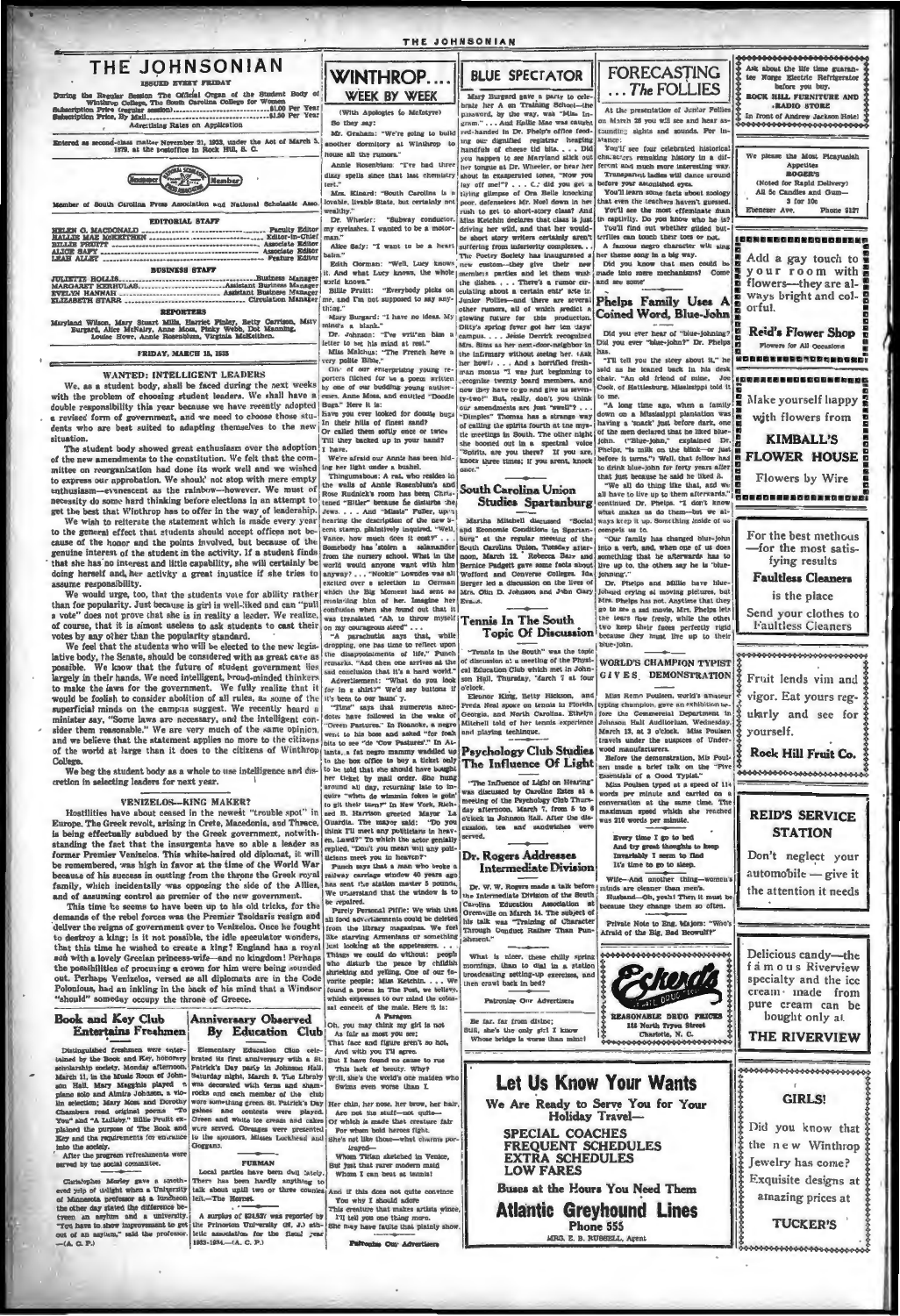# THE JOHNSONIAN

ISSUED EVERY FRIDAY

During the Regular Session The Official Organ of the Student Body of Winthrop College, The South Carolina College for Women

Subscription Price (regular session) .......... $1.00 Per Year
Subscription Price, By Mail .......... $1.50 Per Year
Advertising Rates on Application

Entered as second-class matter November 21, 1923, under the Act of March 3, 1879, at the postoffice in Rock Hill, S. C.

Member of South Carolina Press Association and National Scholastic Asso.

### EDITORIAL STAFF

HELEN C. MACDONALD .......... Faculty Editor
HALLIE MAE McKEITHEN .......... Editor-in-Chief
BILLIE PRUITT .......... Associate Editor
ALICE SAFY .......... Associate Editor
LEAH ALLEY .......... Feature Editor

### BUSINESS STAFF

JULIETTE HOLLIS .......... Business Manager
MARGARET KERHULAS .......... Assistant Business Manager
EVELYN HANNAH .......... Assistant Business Manager
ELIZABETH STARR .......... Circulation Manager

### REPORTERS

Maryland Wilson, Mary Stuart Mills, Harriet Finley, Betty Garrison, Mary Burgard, Alice McNairy, Anne Moss, Pinky Webb, Dot Manning, Louise Howe, Annie Rosenblum, Virginia McKeithen.

FRIDAY, MARCH 15, 1935

## WANTED: INTELLIGENT LEADERS

We, as a student body, shall be faced during the next weeks with the problem of choosing student leaders. We shall have a double responsibility this year because we have recently adopted a revised form of government, and we need to choose those students who are best suited to adapting themselves to the new situation.

The student body showed great enthusiasm over the adoption of the new amendments to the constitution. We felt that the committee on reorganization had done its work well and we wished to express our approbation. We should not stop with mere empty enthusiasm—evanescent as the rainbow—however. We must of necessity do some hard thinking before elections in an attempt to get the best that Winthrop has to offer in the way of leadership.

We wish to reiterate the statement which is made every year to the general effect that students should accept offices not because of the honor and the points involved, but because of the genuine interest of the student in the activity. If a student finds that she has no interest and little capability, she will certainly be doing herself and her activity a great injustice if she tries to assume responsibility.

We would urge, too, that the students vote for ability rather than for popularity. Just because a girl is well-liked and can "pull a vote" does not prove that she is in reality a leader. We realize, of course, that it is almost useless to ask students to cast their votes by any other than the popularity standard.

We feel that the students who will be elected to the new legislative body, the Senate, should be considered with as great care as possible. We know that the future of student government lies largely in their hands. We need intelligent, broad-minded thinkers to make the laws for the government. We fully realize that it would be foolish to consider abolition of all rules, as some of the superficial minds on the campus suggest. We recently heard a minister say, "Some laws are necessary, and the intelligent consider them reasonable." We are very much of the same opinion, and we believe that the statement applies no more to the citizens of the world at large than it does to the citizens of Winthrop College.

We beg the student body as a whole to use intelligence and discretion in selecting leaders for next year.

## VENIZELOS—KING MAKER?

Hostilities have about ceased in the newest "trouble spot" in Europe. The Greek revolt, arising in Crete, Macedonia, and Thrace, is being effectually subdued by the Greek government, notwithstanding the fact that the insurgents have so able a leader as former Premier Venizelos. This white-haired old diplomat, it will be remembered, was high in favor at the time of the World War because of his success in ousting from the throne the Greek royal family, which incidentally was opposing the side of the Allies, and of assuming control as premier of the new government.

This time he seems to have been up to his old tricks, for the demands of the rebel forces was the Premier Tsoldaris resign and deliver the reigns of government over to Venizelos. Once he fought to destroy a king; is it not possible, the idle speculator wonders, that this time he wished to create a king? England has a royal son with a lovely Grecian princess-wife—and no kingdom! Perhaps the possibilities of procuring a crown for him were being sounded out. Perhaps Venizelos, versed as all diplomats are in the Code Polonious, had an inkling in the back of his mind that a Windsor "should" someday occupy the throne of Greece.

## Book and Key Club Entertains Freshmen

Distinguished freshmen were entertained by the Book and Key, honorary scholarship society, Monday afternoon, March 11, in the Music Room of Johnson Hall. Mary Magginis played a piano solo and Almira Johnson, a violin selection; Mary Moss and Dorothy Chambers read original poems "To You" and "A Lullaby." Billie Pruitt explained the purpose of The Book and Key and the requirements for entrance into the society.

After the program refreshments were served by the social committee.

Christopher Morley gave a smooth-eyed yelp of delight when a University of Minnesota professor at a luncheon the other day stated the difference between an asylum and a university. "You have to show improvement to get out of an asylum," said the professor.—(A. C. P.)

## Anniversary Observed By Education Club

Elementary Education Club celebrated its first anniversary with a St. Patrick's Day party in Johnson Hall, Saturday night, March 9. The Library was decorated with ferns and shamrocks and each member of the club wore something green. St. Patrick's Day games and contests were played. Green and white ice cream and cakes were served. Corsages were presented to the sponsors, Misses Lockhead and Gorganz.

### FURMAN

Local parties have been dull lately. There has been hardly anything to talk about uptil two or three couples left.—The Hornet.

A surplus of $24,537 was reported by the Princeton University (N. J.) athletic association for the fiscal year 1933-1934.—(A. C. P.)

## WINTHROP.... WEEK BY WEEK

(With Apologies to McIntyre)

So they say:

Mr. Graham: "We're going to build another dormitory at Winthrop to house all the rumors."

Annie Rosenblum: "I've had three dizzy spells since that last chemistry test."

Mrs. Kinard: "South Carolina is a lovable, livable State, but certainly not wealthy."

Dr. Wheeler: "Subway conductor, my eyelashes. I wanted to be a motorman."

Alice Safy: "I want to be a heart balm."

Edith Gorman: "Well, Lucy knows it. And what Lucy knows, the whole world knows."

Billie Pruitt: "Everybody picks on me, and I'm not supposed to say anything."

Mary Burgard: "I have no ideas. My mind's a blank."

Dr. Johnson: "I've written him a letter to let his mind at rest."

Miss Malchus: "The French have a very polite Bible."

One of our enterprising young reporters clipped for us a poem written by one of our budding young authoresses, Anne Moss, and entitled "Doodle Bugs." Here it is:

Have you ever looked for doodle bugs
In their hills of finest sand?
Or called them softly once or twice
'Till they backed up in your hand?
I have.

We're afraid our Annie has been hiding her light under a bushel.

Thingumabobs: A rat, who resides in the walls of Annie Rosenblum's and Rose Rudnick's room has been Christened "Hitler" because he disturbs the Jews. . . . And "Missis" Fuller, upon hearing the description of the new 3-cent stamp, plaintively inquired, "Well, where, how much does it cost?" . . . Somebody has stolen a salamander from the nursery school. What in the world would anyone want with him anyway? . . . "Nookie" Lowrance was all excited over a selection in German which Die Big Moment had sent as reminding him of her. Imagine her confusion when she found out that it was translated "Ah to throw myself on my courageous steed" . . .

A parachutist says that, while dropping, one has time to reflect upon the disappointments of life," Punch remarks. "And then one arrives at the sad conclusion that it's a hard world."

Advertisement: "What do you look for in a shirt?" We'd say buttons if it's been to our laund'y.

"Time" says that numerous anecdotes have followed in the wake of "Green Pastures." In Roanoke, a negro went to his boss and asked "for dem bits to see 'de 'Cow Pastures'." In Atlanta, a fat negro mammy waddled up to the box office to buy a ticket only to be told that she should have bought her ticket by mail order. She hung around all day, returning late to inquire "when de wimmin folks is goin' to git their turn?" In New York, Richard B. Harrison greeted Mayor La Guardia. The mayor said: "Do you think I'll meet any politicians in heaven, Lawd?" To which the actor genially replied, "Don't you mean will any politicians meet you in heaven?"

Punch says that a man who broke a railway carriage window 40 years ago has sent the station master 5 pounds. We understand that the window is to be repaired.

Purely Personal Piffle: We wish that all food advertisements could be deleted from the library magazines. We feel like starving Armenians or something just looking at the appetizers. . . . Things we could do without: people who disturb the peace by childish shrieking and yelling. One of our favorite people: Miss Ketchin. . . . We found a poem in The Post, we believe, which expresses to our mind the colossal conceit of the male. Here it is:

### A Paragon

Oh, you may think my girl is not
As fair as most you see;
That face and figure aren't so hot,
And with you I'll agree.
But I have found no cause to rue
This lack of beauty. Why?
Well, she's the world's one maiden who
Swims even worse than I.

Her chin, her nose, her brow, her hair,
Are not the stuff—not quite—
Of which is made that creature fair
For whom bold heroes fight.
She's not like those—what charms portrayed—
Whom Titian sketched in Venice,
But just that rarer modern maid
Whom I can beat at tennis!

And if this does not quite convince
You why I should adore
This creature that makes artists wince,
I'll tell you one thing more.
She may have faults that plainly show,

Patronize Our Advertisers

## BLUE SPECTATOR

Mary Burgard gave a party to celebrate her A on Training School—the password, by the way, was "Miss Ingram." . . . And Hallie Mae was caught red-handed in Dr. Phelps's office feeding our dignified registrar heaping handfuls of cheese tid bits. . . . Did you happen to see Maryland stick out her tongue at Dr. Wheeler, or hear her shout in exasperated tones, "Now you lay off me!"? . . . C.: did you get a fitting glimpse of Ora Belle knocking poor, defenseless Mr. Noel down in her rush to get to short-story class? And Miss Ketchin declares that class is just driving her wild, and that her wouldbe short story writers certainly aren't suffering from inferiority complexes. . . The Poetry Society has inaugurated a new custom—they give their new members parties and let them wash the dishes. . . There's a rumor circulating about a certain exit' acte in Junior Follies—and there are several other rumors, all of which predict a glowing future for this production. Ditty's spring fever got her ten 'days' campus. . . . Jessie Derrick recognized Mrs. Sims as her next-door-neighbor in the infirmary without seeing her. (All her bowls . . . And a horrified freshman moans "I was just beginning to recognize twenty board members, and now they have to go and give us seventy-two!" But, really, don't you think our amendments are just "swell"? . . . "Dimples" Thomas has a strange way of calling the spirits fourth at the mystic meetings in South. The other night she boomed out in a spectral voice "Spirits, are you there? If you are, knock three times; if you aren't, knock once."

## South Carolina Union Studies Spartanburg

Martha Mitchell discussed "Social and Economic Conditions in Spartanburg" at the regular meeting of the South Carolina Union, Tuesday afternoon, March 12. Rebecca Barr and Bernice Padgett gave some facts about Wofford and Converse Colleges. Miss Berger led a discussion on the lives of Mrs. Olin D. Johnson and John Gary Evans.

## Tennis In The South Topic Of Discussion

"Tennis in the South" was the topic of discussion at a meeting of the Physical Education Club which met in Johnson Hall, Thursday, March 7 at four o'clock.

Eleanor King, Betty Hickson, and Freda Neal spoke on tennis in Florida, Georgia, and North Carolina. Ethelyn Mitchell told of her tennis experience and playing technique.

## Psychology Club Studies The Influence Of Light

"The Influence of Light on Hearing" was discussed by Caroline Estes at a meeting of the Psychology Club Thursday afternoon, March 7, from 5 to 6 o'clock in Johnson Hall. After the discussion, tea and sandwiches were served.

## Dr. Rogers Addresses Intermediate Division

Dr. W. W. Rogers made a talk before the Intermediate Division of the South Carolina Education Association at Greenville on March 14. The subject of his talk was "Training of Character Through Conduct Rather Than Punishment."

What is nicer, these chilly spring mornings, than to dial in a station broadcasting setting-up exercises, and then crawl back in bed?

Patronize Our Advertisers

Be far, far from divine;
Still, she's the only girl I know
Whose bridge is worse than mine!

## Let Us Know Your Wants

We Are Ready to Serve You for Your Holiday Travel—

SPECIAL COACHES
FREQUENT SCHEDULES
EXTRA SCHEDULES
LOW FARES

Buses at the Hours You Need Them

**Atlantic Greyhound Lines**

Phone 555

MRS. E. B. RUSSELL, Agent

## FORECASTING ... The FOLLIES

At the presentation of Junior Follies on March 23 you will see and hear astounding sights and sounds. For instance:

You'll see four celebrated historical characters remaking history in a different and much more interesting way. Transparent ladies will dance around before your astonished eyes.

You'll learn some facts about zoology that even the teachers haven't guessed.

You'll see the most effeminate man in captivity. Do you know who he is?

You'll find out whether gilded butterflies can touch their toes or not.

A famous negro character will sing her theme song in a big way.

Did you know that men could be made into mere mechanisms? Come and see some!

## Phelps Family Uses A Coined Word, Blue-John

Did you ever hear of "blue-johning?" Did you ever "blue-john?" Dr. Phelps has.

"I'll tell you the story about it," he said as he leaned back in his desk chair. "An old friend of mine, Joe Cook, of Hattiesburg, Mississippi told it to me.

"A long time ago, when a family down on a Mississippi plantation was having a 'snack' just before dark, one of the men declared that he liked blue-john. ('Blue-john,'" explained Dr. Phelps, "is milk on the blink—or just before it turns.") Well, that fellow had to drink blue-john for forty years after that just because he said he liked it.

"We all do thing like that, and we all have to live up to them afterwards," continued Dr. Phelps. "I don't know what makes us do them—but we always keep it up. Something inside of us compels us to.

"Our family has changed blue-john into a verb, and, when one of us does something that he afterwards has to live up to, the others say he is 'blue-johning'."

Dr. Phelps and Millie have blue-johned crying at moving pictures, but Mrs. Phelps has not. Anytime that they go to see a sad movie, Mrs. Phelps lets the tears flow freely, while the other two keep their faces perfectly rigid because they must live up to their blue-john.

## WORLD'S CHAMPION TYPIST GIVES DEMONSTRATION

Miss Rose Poulsen, world's amateur typing champion, gave an exhibition before the Commercial Department in Johnson Hall Auditorium, Wednesday, March 13, at 3 o'clock. Miss Poulsen travels under the auspices of Underwood manufacturers.

Before the demonstration, Miss Poulsen made a brief talk on the "Five Essentials of a Good Typist."

Miss Poulsen typed at a speed of 114 words per minute and carried on a conversation at the same time. The maximum speed which she reached was 216 words per minute.

Every time I go to bed
And try great thoughts to keep
Invariably I seem to find
It's time to go to sleep.

Wife—And another thing—women's minds are cleaner than men's.

Husband—Oh, yeah! Then it must be because they change them so often.

Private Note to Eng. Majors: "Who's Afraid of the Big, Bad Beowulf?"

**Eckerd's**

REASONABLE DRUG PRICES
116 North Tryon Street
Charlotte, N. C.

Ask about the life time guarantee Norge Electric Refrigerator before you buy.

ROCK HILL FURNITURE AND RADIO STORE

In front of Andrew Jackson Hotel

We please the Most Picayunish Appetites

**ROGER'S**

(Noted for Rapid Delivery)

All 5c Candies and Gum—2 for 10c

Ebenezer Ave. Phone 9127

Add a gay touch to your room with flowers—they are always bright and colorful.

**Reid's Flower Shop**

Flowers for All Occasions

Make yourself happy with flowers from

**KIMBALL'S FLOWER HOUSE**

Flowers by Wire

For the best methods—for the most satisfying results

**Faultless Cleaners**

is the place

Send your clothes to Faultless Cleaners

Fruit lends vim and vigor. Eat yours regularly and see for yourself.

**Rock Hill Fruit Co.**

**REID'S SERVICE STATION**

Don't neglect your automobile — give it the attention it needs

Delicious candy—the famous Riverview specialty and the ice cream made from pure cream can be bought only at

**THE RIVERVIEW**

**GIRLS!**

Did you know that the new Winthrop Jewelry has come? Exquisite designs at amazing prices at

**TUCKER'S**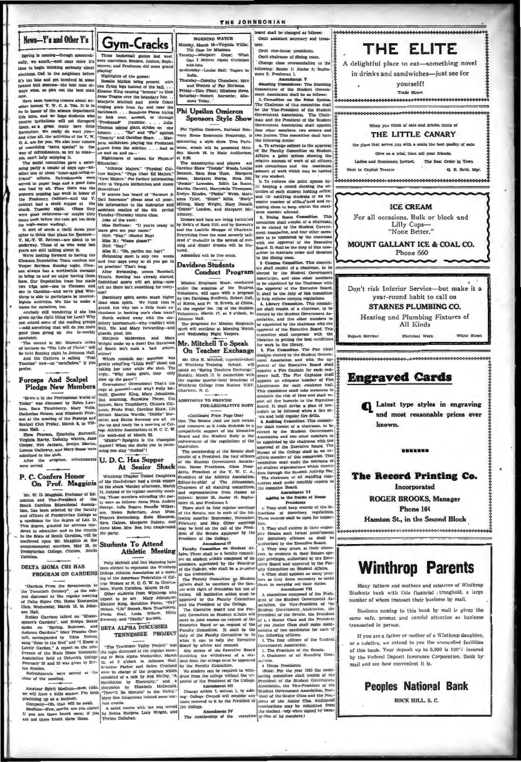## News—Y's and Other Y's

Spring is coming—though spasmodically, we admit,—and once more it's time to begin thinking seriously about elections. Call in the neighbors before it's too late and get involved in some heated bull sessions—the best man always wins, so pick out the best man now.

Have been hearing rumors about another formal Y. W. C. A. Tea. It is to be in honor of the science department this time, and we hope students who receive invitations will not disregard them, as a great many have done heretofore. We really do want you—and after all, the activities of the Y. W. C. A. are for you. We also hear rumors of something "extra special" in the way of refreshments, so try to come—you can't help enjoying it.

The social committee gave a swimming party a couple of days ago—another one of those "come-and-bring-a-friend" affairs. Refreshments were served in paper bags and a good time was had by all. Then there was the popcorn popping last week in honor of the Freshman Cabinet—and the Y. cabinet had a steak supper at the shack Tuesday night. (Hope they were good swimmers—or maybe they came back before the rain got too deep for high-water wading).

It sort of sends a thrill down your spine to think that plans for Barstow—Y. M.-Y. W. Retreat—are about to be underway. Those of us who went last years are still talking about it.

We're looking forward to having the Clemson Deputation Team conduct our Vesper Services Sunday night. Clemson always has a worthwhile message to bring us and we enjoy having them here. Our Deputation team has made two trips now—one to Clemson and one to Carolina—and we're glad Winthrop is able to participate in intercollegiate activities. We like to make a name for ourselves, too.

Anybody still wondering if she has given up the right thing for Lent? Why not attend some of the reading groups—add something that will do you more good than giving up the bi-weekly sandwich.

The second in Mr. Marion's series of lectures on "The Life of Christ" will be held Sunday night in Johnson Hall.

And the Canteen is selling "Post Toasties" now—or "cornflakes," if you prefer.

## Forceps And Scalpel Pledge New Members

"Science in the Professional World of Today" was discussed by Helen Lawson, Sara Touchberry, Mary Wells, Catherine Nelson, and Elizabeth Peterson at the meeting of the Forceps and Scalpel Club Friday, March 8, in Tillman Hall.

Elma Pearson, Henrietta Barnwell, Virginia Harby, Dorothy Waters, Jane Cooper, Nell Jackson, Evelyn Martin, Lorena Galloway, and Mary Sease were admitted to the club.

After the program, refreshments were served.

## P. C. Confers Honor On Prof. Magginis

Mr. W. D. Magginis, Professor of Education and Vice-President of the South Carolina Educational Association, has been selected by the faculty and officers of Presbyterian College as a candidate for the degree of Litt. D. This degree, granted for services rendered to education and to the church in the State of South Carolina, will be conferred upon Mr. Magginis at the commencement exercises, May 28, at Presbyterian College, Clinton, South Carolina.

## DELTA SIGMA CHI HAS PROGRAM ON GARDENS

"Gardens From the Seventeenth to the Twentieth Century", as the subject discussed at the regular meeting of Delta Sigma Chi, Home Economics Club, Wednesday, March 13, in Johnson Hall.

Eunice Garrison talked on "Shakespeare's Gardens", and Evelyn Baker spoke on "Spring, Summer, and Autumn Gardens." Mary Frances Cossell, accompanied by Edna Reeves, sang "Rose in the Bud" and "I Know a Lovely Garden." A report on the conference of the State Home Economics Association held at Columbia College February 22 and 23 was given by Evelyn Rhodes.

Refreshments were served at the close of the meeting.

Amateur Spirit Medium—Now, folks, we will have a little seance. I've been practicing up as a medium.

Company—Oh, that will be swell.

Medium—Now, spirits, are you there? If you are there knock once; if you are not there knock three times.

## Gym-Cracks

Those basketball games last week were marvelous. Seniors, Juniors, Sophomores, and Freshmen did some grand playing!

Highlights of the games:

Rosalie Mathis being present with two flying legs instead of the ball. . . Eleanor King causing "breezes" to blow . . . Jesse Teague over the boundary line. . . Marjorie Mitchell and Katie Coker ringing goals from far and near the backboard . . . Sunshine Pierce trying to look over, around, or through "Freshman" Dantzler. . . . Julia Thomas taking giant strides on one bounce. . . . "Ro" and "Flo" against "Touchy" and Caroline Shaw. . . Marjorie McMeeken playing the Freshman games from the sideline. . . . And so on and on and on—

Nightmares of names for Physical Education:

"Athletic Majors," "Physical Culture Majors," "Phys (Iks) Ed Majors," "Gym Majors." For further information refer to Virginia McKeithen and Annie Rosenblum!

If anyone has heard of "Racquet & Ball Insurance" please send all possible information to the instructor and assistant coaches of the 4th period Tuesday-Thursday tennis class.

Joke of the week:

Miss Hoffman: "If you're ready to leave give me your name."

Girl: "Hay." (Rachel Hay)

Miss H.: "Name please?"

Girl: "Hay."

Miss H.: "Oh, pardon me, hay!"

Swimming meet is only two weeks and four days away so all you get in on practice! That's long.

After Swimming, comes Baseball, Tennis, Bowling has already started. Individual sports will get going—now tell me there isn't something for everyone!

Dormitory spirit seems much higher than class spirit. We think that is grand, but why not a little more enthusiasm in backing one's class team? North walked away with the dormitory tournament—who wouldn't with Nell, Sis. and Mary forwarding—and guards, good, too.

Marjorie McMeeken and Mary Wright make up a duet! Dot Harrelson of South isn't such a bad player, either!

Which reminds me: someone was gently rebuffing "Little Nell" about not taking her time while she shot. The reply, "Why make goals, they only slow up the game"!

Greensboro! Greensboro! That's the rage at present!—and why? Polly McNeill, Eleanor King, Mary Johnstone, Dot Manning, Sunshine Pierce, Cat Nelson, Sara Touchberry, Chicora Calhoun, Freda Neal, Caroline Shaw, Lib Smeak, Martha Wardle, "Diddle" Burnette, and Nellie Sweeney are all on the up and ready for a meeting of College Athletic Associations at N. C. C. W. the week-end of March 22.

"Mickie" Speights is the champion ducker! When she ducks you in swimming you stay "ducked"!

## U. D. C. Has Supper At Senior Shack

Winthrop Chapter United Daughters of the Confederacy had a steak supper at the shack Monday afternoon, March 11, instead of its regular monthly meeting. Those members attending the party were as follows: Anna Pitts, Audrey George, Julia Rogers, Nanelle Wilkerson, Helen Robertson, Jean Moss, Frances Breitenberg, Susie Shannon, Sara Gaines, Margaret Rainey, and Anne Moss. Mrs. Ben Ivey chaperoned the party.

## Students To Attend Athletic Meeting

Polly McNeill and Dot Manning have been elected to represent the Winthrop College Athletic Association at a meeting of the American Federation of College Women at N. C. C. W. in Greensboro, North Carolina, March 21-23.

Other students from Winthrop who expect to go are Mary Johnstone, Eleanor King, Sunshine Pierce, "Cat" Nelson, "Lib" Smeak, Sara Touchberry, Freda Neal, Leola Wilson, Hetty Sweeney, and "Diddle" Burnett.

## BETA ALPHA DISCUSSES TENNESSEE PROJECT

"The Tennessee Valley Project" was the topic discussed at the regular meeting of Beta Alpha Wednesday, March 13, at 2 o'clock in Johnson Hall. Kathleen Parker and Helen Crosland were in charge of the program which consisted of a talk by Nell McCoy, "A Revolution by Electricity," and a discussion by Elizabeth McDonald, "There'll Be Shoutin' in the Valley." Mary Sue Caughman related some current events.

A salad course with tea was served by Delma Burgess, Lucy Wright, and Thelma Callahan.

## MORNING WATCH

Monday, March 18—Virginia Willis; The Case for Missions.

Tuesday—Margaret Cone; What Can I Believe About Christian Missions.

Wednesday—Louise Hall; Tagore in India.

Thursday—Dorothy Chambers; Men and Women of Far Horizons.

Friday—Elsie Plant; Missions News.

Saturday—Nesbit Barnette; Missions Today.

## Phi Upsilon Omicron Sponsors Style Show

Phi Upsilon Omicron, National Honorary Home Economics Fraternity, is sponsoring a style show, Tres Parisienne, which will be presented Monday, March 18, in Main Auditorium, at 6:30.

The mannequins and players are Caroline Shaw "Tootsie" Woods, Louise Bennett, Sara Bess Hunt, Margaret Jones, Margaret Burns, Nora Dill, "Nookie" Lowndes, Edith La Roche, Martha Garrett, Harrydelle Thompson, Evelyn Rhodes, "Pinkie" Webb, Marianna Tyler, "Sitter" Mills, "Neely" Milling, Mary Wright, Mary Donald, "Cobbie" London, and Margaret McAlhaney.

Dresses and hats are being furnished by Belk's of Rock Hill, and by Stewart's and the Lucille Shoppe of Charlotte. Everything from the most severely tailored of "tailleurs" to the newest of evening and dinner dresses will be featured.

Admission will be five cents.

## Davidson Students Conduct Program

Mission Emphasis Week, conducted under the auspices of the Student Volunteers, will open with a program by two Davidson Students, Robert Coit, of Korea, and Frank Brown, of China, at the regular meeting of the Student Volunteers, March 17, at 5 o'clock, in Johnson Hall.

The programs for Mission Emphasis Week will continue at Morning Watch and Wednesday Night Vespers.

## Mr. Mitchell To Speak On Teacher Exchange

Mr. Otis M. Mitchell, superintendent of Winthrop Training School, will speak on "Spring Teachers Exchange," Sunday, March 17, in connection with the regular quarter-hour broadcast of Winthrop College from Station WBT, Charlotte, N. C.

## ADDITIONS TO PROVIDE FOR LEGISLATIVE BODY

(Continued From Page One)

tion. The Senate shall use such means and measures as it finds desirable in a sympathetic support of the Executive Board and the Student Body in the enforcement of the regulations of the institution.

The membership of the Senate shall consist of a President, the four officers of the Student Government Association, House Presidents, Class Presidents, the President of the Y. W. C. A., President of the Athletic Association, Editor-in-chief of The Johnsonian, Chairmen of all standing committees, and representatives from classes as follows: Senior 16, Junior 15, Sophomore 10, and Freshmen 5.

There shall be four regular meetings of the Senate, one in each of the following months: September, November, February, and May. Other meetings may be held on the call of the President of the Senate approved by the President of the College.

**Amendment II**

Faculty Committee on Student Affairs. There shall be a faculty committee on student affairs composed of six members, appointed by the President of the College, who shall be a member of the committee.

The Faculty Committee on Student Affairs shall be members of the Senate with right of discussion but not of voting. All legislative action must be approved by the Faculty Committee and the President of the College.

The Executive Board and the Faculty Committee on Student Affairs will meet in joint session on request of the Executive Board or on request of the Faculty Committee. It shall be the duty of the Faculty Committee to do what it can to help the Executive Board by advice and counsel.

Any action of the Executive Board involving the withdrawal of a student from the college must be approved by the Faculty Committee.

No student can be required to withdraw from the college without the approval of the President of the College.

**Amendment III**

Change article 7, section 1, by adding: College Council will consider any cases referred to it by the President of the College.

**Amendment IV**

The membership of the executive board shall be changed as follows:

Omit assistant secretary and treasurer.

Omit vice-house presidents.

Omit chairman of dining room.

Change class representation to the following: Senior 1; Junior 3; Sophomore 3; Freshman 1.

**Amendment V**

Standing Committees: The Standing Committees of the Student Government Association shall be as follows:

1. Committee on the Point System. The Chairman of this committee shall be the Vice-President of the Student Government Association. The Chairman and the President of the Student Government Association shall appoint four other members, two seniors and two juniors. This committee shall have the following duties:

a. To arrange subject to the approval of the Faculty Committee on Student Affairs, a point system showing the relative amount of work of all officers and committees and the maximum amount of work which may be carried by one student.

b. To enforce the point system by: (1) keeping a record showing the activities of each student holding office; and (2) notifying students of an excessive number of offices held and requiring them to keep within the maximum number allowed.

2. Dining Room Committee. This committee shall consist of a chairman, to be elected by the Student Government Association, and four other members to be appointed by the chairman with the approval of the Executive Board. It shall be the duty of this committee to maintain order and decorum in the dining room.

3. Campus Committee. This committee shall consist of a chairman, to be elected by the Student Government Association, and nine other members to be appointed by the Chairman with the approval of the Executive Board. It shall be the duty of this committee to help enforce campus regulations.

4. Library Committee. This committee shall consist of a chairman, to be elected by the Student Government Association, and five other members to be appointed by the chairman with the approval of the Executive Board. This committee shall cooperate with the librarian in getting the best conditions for work in the library.

5. Fire Committee. The Fire Chief shall be elected by the Student Government Association and with the approval of the Executive Board shall appoint a Fire Captain for each residence hall. The Fire Captains shall appoint an adequate number of Fire Lieutenants for each residence hall. This committee shall take measures to diminish the risk of fires and shall report all fire hazards to the Executive Board. It shall devise a plan of procedure to be followed when a fire occurs and shall hold regular fire drills.

6. Auditing Committee. This committee shall consist of a chairman, to be elected by the Student Government Association and two other members to be appointed by the chairman with the approval of the Executive Board. The Bursar of the College shall be an ex-officio member of this committee. This committee shall audit the accounts of all student organizations which receive dues through the Student Activity Fee.

The chairman of all standing committees shall make monthly reports to the executive Board.

**Amendment VI**

Adding to the Duties of House Presidents

1. They shall keep records of the infractions of dormitory regulations. These records shall be open for inspection.

2. They shall enforce in their respective Houses such formal punishments for dormitory offenses as shall be authorized by the Executive Board.

3. They may grant, at their discretion, to students in their Houses special privileges, authorized by the Executive Board and approved by the Faculty Committee on Student Affairs.

4. They shall appoint as many proctors as they deem necessary to assist them in carrying out their duties.

**Amendment VII**

A committee composed of the President of the Student Government Association, the Vice-President of the Student Government Association, the President of the Senate, the President of the Senior Class and the President of the Junior Class shall make nominations of two candidates for each of the following officers:

1. The four officers of the Student Government Association.

2. The President of the Senate.

3. Chairman of all Standing Committees.

4. House Presidents.

(Note: For the year 1935 the nominating committee shall consist of the President of the Student Government Association, the Vice-President of the Student Government Association, President of the Senior Class and the President of the Junior Class. Additional nominations may be submitted from the student body when signed by twenty-five of its members.)

---

# THE ELITE

A delightful place to eat—something novel in drinks and sandwiches—just see for yourself!

Trade Street

---

When you think of eats and drinks, think of

## THE LITTLE CANARY

the place that serves you with a smile the best quality of eats.

Give us a trial, then tell your friends.

Ladies and Gentlemen Invited. The Best Order in Town

Next to Capitol Theatre — G. E. Britt, Mgr.

---

## ICE CREAM

For all occasions. Bulk or block and Lilly Cups— "None Better."

**MOUNT GALLANT ICE & COAL CO.**

Phone 660

---

Don't risk Inferior Service—but make it a year-round habit to call on

**STARNES PLUMBING CO.**

Heating and Plumbing Fixtures of All Kinds

Superb Service! — Electrical Work — White Street

---

## Engraved Cards

Latest type styles in engraving and most reasonable prices ever known.

**The Record Printing Co.**

Incorporated

ROGER BROOKS, Manager

Phone 164

Hampton St., in the Second Block

---

# Winthrop Parents

Many fathers and mothers and relatives of Winthrop Students bank with this financial stronghold, a large number of whom transact their business by mail.

Business coming to this bank by mail is given the same safe, prompt and careful attention as business transacted in person.

If you are a father or mother of a Winthrop daughter, or a relative, we extend to you the unexcelled facilities of this bank. Your deposit up to 5,000 is 100% insured by the Federal Deposit Insurance Corporation. Bank by mail and see how convenient it is.

## Peoples National Bank

ROCK HILL, S. C.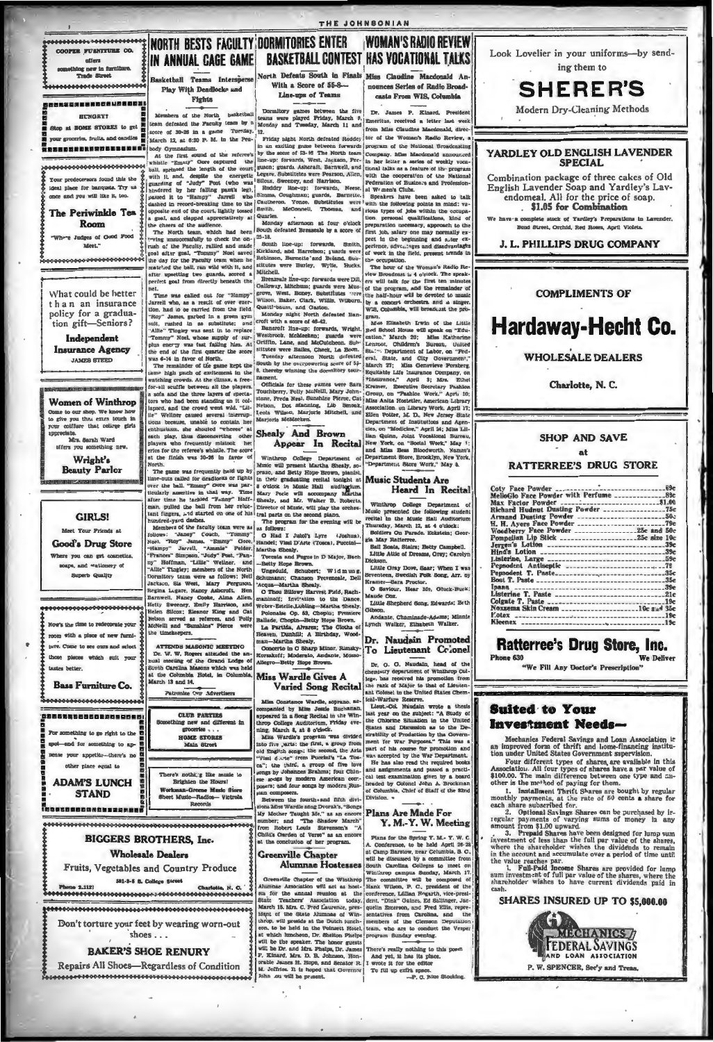COOPER FURNITURE CO. offers something new in furniture. Trade Street

HUNGRY? Stop at HOME STORES to get your groceries, fruits, and candies

Your predecessors found this the ideal place for banquets. Try us once and you will like it, too.

**The Periwinkle Tea Room**

"Where Judges of Good Food Meet."

What could be better than an insurance policy for a graduation gift—Seniors?

**Independent Insurance Agency**

JAMES STEED

**Women of Winthrop**

Come to our shop. We know how to give you that extra touch in your coiffure that college girls appreciate.

Mrs. Sarah Ward offers you something new.

**Wright's Beauty Parlor**

**GIRLS!**

Meet Your Friends at

**Good's Drug Store**

Where you can get cosmetics, soaps, and stationery of Superb Quality

Now's the time to redecorate your room with a piece of new furniture. Come to our store and select those pieces which suit your tastes better.

**Bass Furniture Co.**

For something to go right to the spot—and for something to appease your appetite—there's no other place equal to

**ADAM'S LUNCH STAND**

# NORTH BESTS FACULTY IN ANNUAL CAGE GAME

## Basketball Teams Intersperse Play With Deadlocks and Fights

Members of the North basketball team defeated the Faculty team by a score of 30-26 in a game Tuesday, March 12, at 6:30 P. M. in the Peabody Gymnasium.

At the first sound of the referee's whistle "Emmy" Core captured the ball, sprinted the length of the court with it, and, despite the energetic guarding of "Judy" Post (who was hindered by her falling pants' leg), passed it to "Hampy" Jarrell who dashed in record-breaking time to the opposite end of the court, lightly tossed a goal, and clapped appreciatively at the cheers of the audience.

The North team, which had been trying unsuccessfully to check the onrush of the Faculty, rallied and made goal after goal. "Tommy" Noel saved the day for the Faculty team when he snatched the ball, ran wild with it, and after upsetting two guards, scored a perfect goal from directly beneath the net.

Time was called out for "Hampy" Jarrell who, as a result of over-exertion, had to be carried from the field. "Roy" James, garbed in a green gym suit, rushed in as substitute; and "Allie" Tingley was sent in to replace "Tommy" Noel, whose supply of surplus energy was fast falling him. At the end of the first quarter the score was 6-14 in favor of North.

The remainder of the game kept the same high pitch of excitement in the watching crowds. At the climax, a free-for-all scuffle between all the players, a sofa and the three layers of spectators who had been standing on it collapsed, and the crowd went wild. "Lillie" Wellner caused several interruptions because, unable to contain her enthusiasm, she shouted "cheers" at each play, thus disconcerting other players who frequently mistook her cries for the referee's whistle. The score at the finish was 30-26 in favor of North.

The game was frequently held up by time-outs called for deadlocks or fights over the ball. "Emmy" Core was particularly assertive in that way. Time after time he tackled "Fanny" Hoffman, pulled the ball from her reluctant fingers, and started on one of his hundred-yard dashes.

Members of the faculty team were as follows: "Janey" Couch, "Tommy" Noel, "Roy" James, "Emmy" Core, "Hampy" Jarrell, "Annie" Felder, "Frances" Simpson, "Judy" Post, "Fanny" Hoffman, "Lillie" Wellner, and "Allie" Tingley; members of the North Dormitory team were as follows: Nell Jackson, Sis West, Mary Ferguson, Regina Legare, Nancy Ashcroft, Hen Barnwell, Nancy Cooke, Alma Allen, Hetty Sweeney, Emily Harrison, and Helen Silcox; Eleanor King and Cat Nelson served as referees, and Polly McNeill and "Sunshine" Pierce were the timekeepers.

## ATTENDS MASONIC MEETING

Dr. W. W. Rogers attended the annual meeting of the Grand Lodge of South Carolina Masons which was held at the Columbia Hotel, in Columbia, March 13 and 14.

Patronize Our Advertisers

**CLUB PARTIES**

Something new and different in groceries . . .

**HOME STORES**

Main Street

There's nothing like music to Brighten the Hours!

**Workman-Greene Music Store**

Sheet Music—Radios— Victrola Records

# DORMITORIES ENTER BASKETBALL CONTEST

## North Defeats South in Finals With a Score of 55-8— Line-ups of Teams

Dormitory games between the five teams were played Friday, March 8, Monday and Tuesday, March 11 and 12.

Friday night North defeated Roddey in an exciting game between forwards by the score of 53-16. The North team line-up: forwards, West, Jackson, Ferguson; guards, Ashcraft, Barnwell, and Legare. Substitutes were Pearson, Allen, Silcox, Sweeney, and Harrison.

Roddey line-up: forwards, Neese, Simms, Coughman; guards, Barnette, Caulderon, Yonce. Substitutes were Smith, McConnell, Thomas, and Quarles.

Monday afternoon at four o'clock South defeated Breazeale by a score of 25-18.

South line-up: forwards, Smith, Kirkland, and Harrelson; guards were Robinson, Burnette and Boland. Substitutes were Burley, Wylie, Hucks, Mitchell.

Breazeale line-up: forwards were Dill, Galloway, Mitchum; guards were Musgrove, West, Boney. Substitutes were Wilson, Baker, Clark, Willis, Wilbourn, Quattlebaum, and Oaston.

Monday night North defeated Bancroft with a score of 46-42.

Bancroft line-up: forwards, Wright, Westbrook, McMeeken; guards were Griffin, Lane, and McCutcheon. Substitutes were Bailes, Check, La Roon.

Tuesday afternoon North defeated South by the overpowering score of 55-8, thereby winning the dormitory tournament.

Officials for these games were Sara Touchberry, Polly McNeill, Mary Johnstone, Freda Neel, Sunshine Pierce, Cat Nelson, Dot Manning, Lib Smoak, Leola Wilson, Marjorie Mitchell, and Marjorie McMeeken.

## Shealy And Brown Appear In Recital

Winthrop College Department of Music will present Martha Shealy, soprano, and Betty Hope Brown, pianist, in their graduating recital tonight at 8 o'clock in Music Hall auditorium. Mary Pede will accompany Martha Shealy, and Mr. Walter B. Roberts, Director of Music, will play the orchestral parts on the second piano.

The program for the evening will be as follows:

O Had I Jubal's Lyre (Joshua), Handel; Vissi D'Arte (Tosca), Puccini—Martha Shealy.

Toccata and Fugue in D Major, Bach—Betty Hope Brown.

Ungeduld, Schubert; Widmung, Schumann; Chanson Provencale, Dell 'Acqua—Martha Shealy.

O Thou Billowy Harvest Field, Rachmaninoff; Invitation to the Dance, Weber-Estelle Liebling—Martha Shealy.

Polonaise Op. 53, Chopin; Premiere Ballade, Chopin—Betty Hope Brown.

La Partida, Alvarez; The Cloths of Heaven, Dunhill; A Birthday, Woodman—Martha Shealy.

Concerto in C Sharp Minor, Rimsky-Korsakoff; Moderato, Andante, Mosso-Allegro—Betty Hope Brown.

## Miss Wardle Gives A Varied Song Recital

Miss Constance Wardle, soprano, accompanied by Miss Jessie Buchanan, appeared in a Song Recital in the Winthrop College Auditorium, Friday evening, March 8, at 8 o'clock.

Miss Wardle's program was divided into five parts: the first, a group from old English songs; the second, the Aria "Vissi d'arte" from Puccini's "La Tosca"; the third, a group of five love songs by Johannes Brahms; four Chinese songs by modern American composers; and four songs by modern Russian composers.

Between the fourth and fifth divisions Miss Wardle sang Dvorak's, "Songs My Mother Taught Me," as an encore number; and "The Shadow March" from Robert Louis Stevenson's "A Child's Garden of Verse" as an encore at the conclusion of her program.

## Greenville Chapter Alumnae Hostesses

Greenville Chapter of the Winthrop Alumnae Association will act as hostess for the annual reunion at the State Teachers' Association today, March 15. Mrs. C. Fred Laurence, president of the State Alumnae of Winthrop, will preside at the Dutch luncheon, to be held in the Poinsett Hotel, at which luncheon, Dr. Shelton Phelps will be the speaker. The honor guests will be Dr. and Mrs. Phelps, Dr. James P. Kinard, Mrs. D. B. Johnson, Honorable James H. Hope, and Senator R. M. Jeffries. It is hoped that Governor John ... will be present.

# WOMAN'S RADIO REVIEW HAS VOCATIONAL TALKS

## Miss Claudine Macdonald Announces Series of Radio Broadcasts From WIS, Columbia

Dr. James P. Kinard, President Emeritus, received a letter last week from Miss Claudine Macdonald, director of the Woman's Radio Review, a program of the National Broadcasting Company. Miss Macdonald announced in her letter a series of weekly vocational talks as a feature of the program with the cooperation of the National Federation of Business and Professional Women's Clubs.

Speakers have been asked to talk with the following points in mind: various types of jobs within the occupation, personal qualifications, kind of preparation necessary, approach to the first job, salary one may normally expect in the beginning and after experience, advantages and disadvantages of work in the field, present trends in the occupation.

The hour of the Woman's Radio Review Broadcast is 4 o'clock. The speakers will talk for the first ten minutes of the program, and the remainder of the half-hour will be devoted to music by a concert orchestra and a singer. WIS, Columbia, will broadcast the program.

Miss Elizabeth Irwin of the Little Red School House will speak on "Education," March 20; Miss Katharine Lenroot, Children's Bureau, United States Department of Labor, on "Federal, State, and City Government," March 27; Miss Genevieve Forsberg, Equitable Life Insurance Company, on "Insurance," April 3; Mrs. Ethel Kremer, Executive Secretary Fashion Group, on "Fashion Work," April 10; Miss Anita Hostetler, American Library Association on Library Work, April 17; Ellen Potter, M. D., New Jersey State Department of Institutions and Agencies, on "Medicine," April 24; Miss Lillian Quinn, Joint Vocational Bureau, New York, on "Social Work," May 1; and Miss Bess Bloodworth, Namm's Department Store, Brooklyn, New York, "Department Store Work," May 8.

## Music Students Are Heard In Recital

Winthrop College Department of Music presented the following student recital in the Music Hall Auditorium Thursday, March 12, at 4 o'clock:

Soldiers On Parade, Ekstein; Georgia May Ratteree.

Sail Boats, Stairs; Betty Campbell.

Little Attic of Dreams, Orey; Carolyn Dickson.

Little Gray Dove, Saar; When I was Seventeen, Swedish Folk Song, Arr. by Kramer—Sara Proctor.

O Saviour, Hear Me, Gluck-Buck; Maude Cox.

Little Shepherd Song, Edwards; Beth Gibson.

Andante, Chaminade-Adams; Minnie Lynch Walker, Elizabeth Walker.

## Dr. Naudain Promoted To Lieutenant Colonel

Dr. G. G. Naudain, head of the chemistry department of Winthrop College, has received his promotion from the rank of Major to that of Lieutenant Colonel in the United States Chemical-Warfare Reserve.

Lieut.-Col. Naudain wrote a thesis last year on the subject: "A Study of the Chlorine Situation in the United States and Discussion as to the Desirability of Production by the Government for War Purposes." This was a part of his course for promotion and was accepted by the War Department.

He has also read the required books and assignments and passed a practical test examination given by a board headed by Colonel John A. Brockman of Columbia, Chief of Staff of the 82nd Division.

## Plans Are Made For Y. M.-Y. W. Meeting

Plans for the Spring Y. M.-Y. W. C. A. Conference, to be held April 26-28 at Camp Barstow, near Columbia, S. C., will be discussed by a committee from South Carolina Colleges to meet on Winthrop campus Sunday, March 17. The committee will be composed of Hank Wilson, P. C., president of the conference, Lillian Hogarth, vice-president, "Dink" Gaines, Ed Saltinger, Jacquelin Emerson, and Fred Ellis, representatives from Carolina, and the members of the Clemson Deputation team, who are to conduct the Vesper program Sunday evening.

There's really nothing to this poem
And yet, it has its place.
I wrote it for the editor
To fill up extra space.
—P. C. Blue Stocking.

Look Lovelier in your uniforms—by sending them to

# SHERER'S

Modern Dry-Cleaning Methods

**YARDLEY OLD ENGLISH LAVENDER SPECIAL**

Combination package of three cakes of Old English Lavender Soap and Yardley's Lavendomeal. All for the price of soap.

$1.05 for Combination

We have a complete stock of Yardley's Preparations in Lavender, Bond Street, Orchid, Red Roses, April Violets.

**J. L. PHILLIPS DRUG COMPANY**

COMPLIMENTS OF

# Hardaway-Hecht Co.

WHOLESALE DEALERS

Charlotte, N. C.

SHOP AND SAVE at RATTERREE'S DRUG STORE

| | |
|---|---|
| Coty Face Powder | .69c |
| MelloGlo Face Powder with Perfume | $1.00 |
| Max Factor Powder | .89c |
| Richard Hudnut Dusting Powder | .75c |
| Armand Dusting Powder | .50c |
| H. H. Ayers Face Powder | .79c |
| Woodberry Face Powder | 25c and 50c |
| Pompeian Lip Stick | 25c also 10c |
| Jergen's Lotion | .39c |
| Hind's Lotion | .39c |
| Listerine, Large | .59c |
| Pepsodent Antiseptic | .75 |
| Pepsodent T. Paste | .35c |
| Bost T. Paste | .35c |
| Ipana | .39c |
| Listerine T. Paste | .21c |
| Colgate T. Paste | .19c |
| Noxzema Skin Cream | 10c and 35c |
| Kotex | .19c |
| Kleenex | .15c |

**Ratterree's Drug Store, Inc.**

Phone 630 — We Deliver

"We Fill Any Doctor's Prescription"

# Suited to Your Investment Needs—

Mechanics Federal Savings and Loan Association is an improved form of thrift and home-financing institution under United States Government supervision.

Four different types of shares, are available in this Association. All four types of shares have a par value of $100.00. The main difference between one type and another is the method of paying for them.

1. Installment Thrift Shares are bought by regular monthly payments, at the rate of 50 cents a share for each share subscribed for.

2. Optional Savings Shares can be purchased by irregular payments of varying sums of money in any amount from $1.00 upward.

3. Prepaid Shares have been designed for lump sum investment of less than the full par value of the shares, where the shareholder wishes the dividends to remain in the account and accumulate over a period of time until the value reaches par.

4. Full-Paid Income Shares are provided for lump sum investment of full par value of the shares, where the shareholder wishes to have current dividends paid in cash.

SHARES INSURED UP TO $5,000.00

MECHANICS FEDERAL SAVINGS AND LOAN ASSOCIATION

P. W. SPENCER, Sec'y and Treas.

**BIGGERS BROTHERS, Inc.**

Wholesale Dealers

Fruits, Vegetables and Country Produce

Phone 2-1127 — 301-3-5 S. College Street — Charlotte, N. C.

Don't torture your feet by wearing worn-out shoes . . .

**BAKER'S SHOE RENURY**

Repairs All Shoes—Regardless of Condition